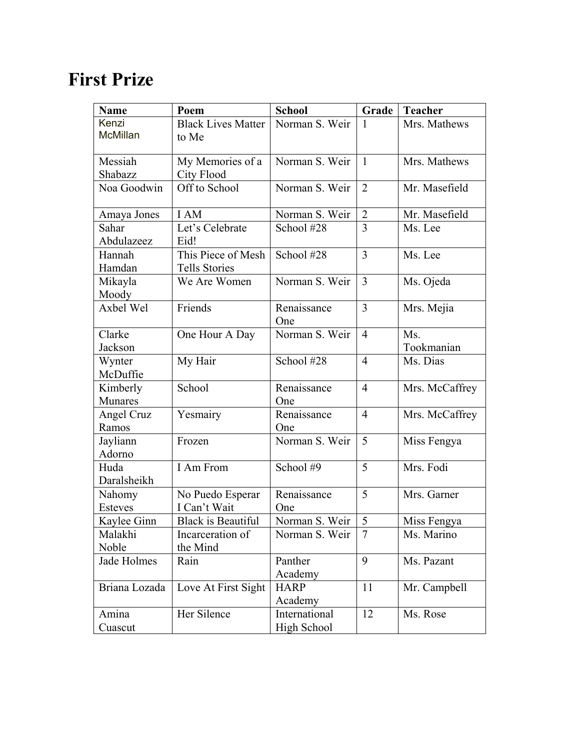# First Prize

| Name | Poem | School | Grade | Teacher |
|---|---|---|---|---|
| Kenzi McMillan | Black Lives Matter to Me | Norman S. Weir | 1 | Mrs. Mathews |
| Messiah Shabazz | My Memories of a City Flood | Norman S. Weir | 1 | Mrs. Mathews |
| Noa Goodwin | Off to School | Norman S. Weir | 2 | Mr. Masefield |
| Amaya Jones | I AM | Norman S. Weir | 2 | Mr. Masefield |
| Sahar Abdulazeez | Let's Celebrate Eid! | School #28 | 3 | Ms. Lee |
| Hannah Hamdan | This Piece of Mesh Tells Stories | School #28 | 3 | Ms. Lee |
| Mikayla Moody | We Are Women | Norman S. Weir | 3 | Ms. Ojeda |
| Axbel Wel | Friends | Renaissance One | 3 | Mrs. Mejia |
| Clarke Jackson | One Hour A Day | Norman S. Weir | 4 | Ms. Tookmanian |
| Wynter McDuffie | My Hair | School #28 | 4 | Ms. Dias |
| Kimberly Munares | School | Renaissance One | 4 | Mrs. McCaffrey |
| Angel Cruz Ramos | Yesmairy | Renaissance One | 4 | Mrs. McCaffrey |
| Jayliann Adorno | Frozen | Norman S. Weir | 5 | Miss Fengya |
| Huda Daralsheikh | I Am From | School #9 | 5 | Mrs. Fodi |
| Nahomy Esteves | No Puedo Esperar I Can't Wait | Renaissance One | 5 | Mrs. Garner |
| Kaylee Ginn | Black is Beautiful | Norman S. Weir | 5 | Miss Fengya |
| Malakhi Noble | Incarceration of the Mind | Norman S. Weir | 7 | Ms. Marino |
| Jade Holmes | Rain | Panther Academy | 9 | Ms. Pazant |
| Briana Lozada | Love At First Sight | HARP Academy | 11 | Mr. Campbell |
| Amina Cuascut | Her Silence | International High School | 12 | Ms. Rose |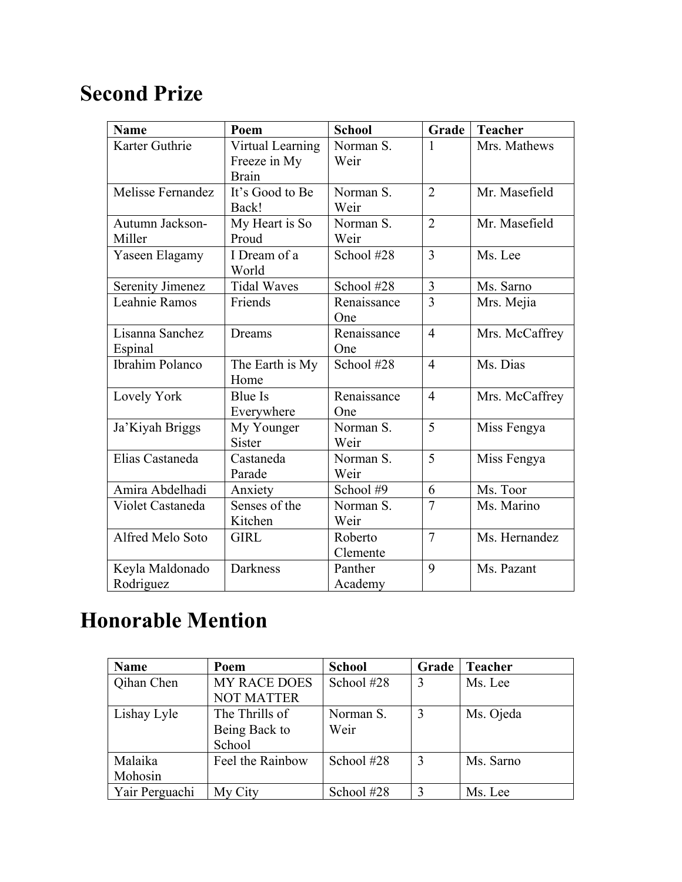# Second Prize

| Name | Poem | School | Grade | Teacher |
|---|---|---|---|---|
| Karter Guthrie | Virtual Learning Freeze in My Brain | Norman S. Weir | 1 | Mrs. Mathews |
| Melisse Fernandez | It's Good to Be Back! | Norman S. Weir | 2 | Mr. Masefield |
| Autumn Jackson-Miller | My Heart is So Proud | Norman S. Weir | 2 | Mr. Masefield |
| Yaseen Elagamy | I Dream of a World | School #28 | 3 | Ms. Lee |
| Serenity Jimenez | Tidal Waves | School #28 | 3 | Ms. Sarno |
| Leahnie Ramos | Friends | Renaissance One | 3 | Mrs. Mejia |
| Lisanna Sanchez Espinal | Dreams | Renaissance One | 4 | Mrs. McCaffrey |
| Ibrahim Polanco | The Earth is My Home | School #28 | 4 | Ms. Dias |
| Lovely York | Blue Is Everywhere | Renaissance One | 4 | Mrs. McCaffrey |
| Ja'Kiyah Briggs | My Younger Sister | Norman S. Weir | 5 | Miss Fengya |
| Elias Castaneda | Castaneda Parade | Norman S. Weir | 5 | Miss Fengya |
| Amira Abdelhadi | Anxiety | School #9 | 6 | Ms. Toor |
| Violet Castaneda | Senses of the Kitchen | Norman S. Weir | 7 | Ms. Marino |
| Alfred Melo Soto | GIRL | Roberto Clemente | 7 | Ms. Hernandez |
| Keyla Maldonado Rodriguez | Darkness | Panther Academy | 9 | Ms. Pazant |

# Honorable Mention

| Name | Poem | School | Grade | Teacher |
|---|---|---|---|---|
| Qihan Chen | MY RACE DOES NOT MATTER | School #28 | 3 | Ms. Lee |
| Lishay Lyle | The Thrills of Being Back to School | Norman S. Weir | 3 | Ms. Ojeda |
| Malaika Mohosin | Feel the Rainbow | School #28 | 3 | Ms. Sarno |
| Yair Perguachi | My City | School #28 | 3 | Ms. Lee |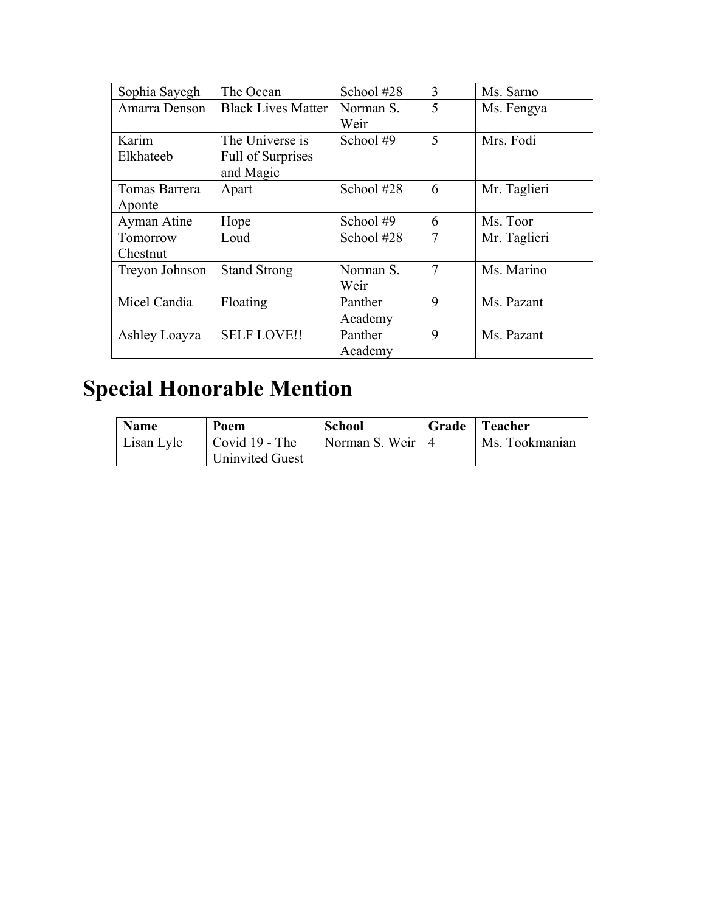| | | | | |
|---|---|---|---|---|
| Sophia Sayegh | The Ocean | School #28 | 3 | Ms. Sarno |
| Amarra Denson | Black Lives Matter | Norman S. Weir | 5 | Ms. Fengya |
| Karim Elkhateeb | The Universe is Full of Surprises and Magic | School #9 | 5 | Mrs. Fodi |
| Tomas Barrera Aponte | Apart | School #28 | 6 | Mr. Taglieri |
| Ayman Atine | Hope | School #9 | 6 | Ms. Toor |
| Tomorrow Chestnut | Loud | School #28 | 7 | Mr. Taglieri |
| Treyon Johnson | Stand Strong | Norman S. Weir | 7 | Ms. Marino |
| Micel Candia | Floating | Panther Academy | 9 | Ms. Pazant |
| Ashley Loayza | SELF LOVE!! | Panther Academy | 9 | Ms. Pazant |

# Special Honorable Mention

| Name | Poem | School | Grade | Teacher |
|---|---|---|---|---|
| Lisan Lyle | Covid 19 - The Uninvited Guest | Norman S. Weir | 4 | Ms. Tookmanian |